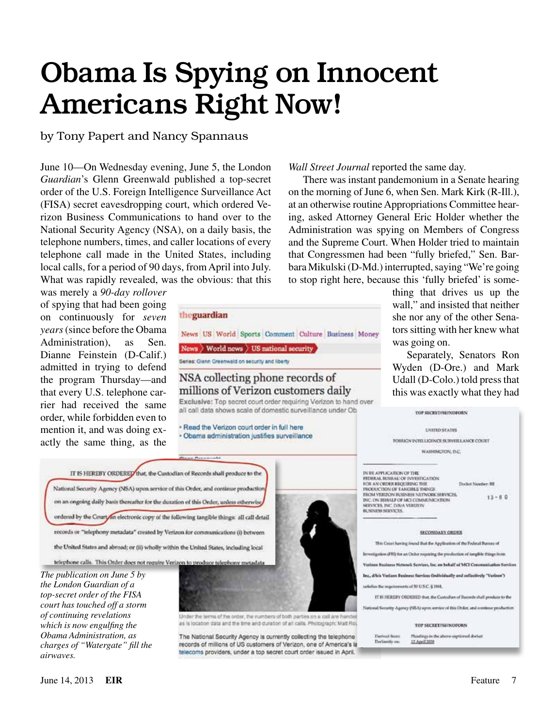# Obama Is Spying on Innocent Americans Right Now!

by Tony Papert and Nancy Spannaus

June 10—On Wednesday evening, June 5, the London *Guardian*'s Glenn Greenwald published a top-secret order of the U.S. Foreign Intelligence Surveillance Act (FISA) secret eavesdropping court, which ordered Verizon Business Communications to hand over to the National Security Agency (NSA), on a daily basis, the telephone numbers, times, and caller locations of every telephone call made in the United States, including local calls, for a period of 90 days, from April into July. What was rapidly revealed, was the obvious: that this was merely a *90-day rollover* of spying that had been going on continuously for *seven years* (since before the Obama Administration), as Sen. Dianne Feinstein (D-Calif.) admitted in trying to defend the program Thursday—and that every U.S. telephone carrier had received the same order, while forbidden even to mention it, and was doing exactly the same thing, as the *Wall Street Journal* reported the same day.

There was instant pandemonium in a Senate hearing on the morning of June 6, when Sen. Mark Kirk (R-Ill.), at an otherwise routine Appropriations Committee hearing, asked Attorney General Eric Holder whether the Administration was spying on Members of Congress and the Supreme Court. When Holder tried to maintain that Congressmen had been "fully briefed," Sen. Barbara Mikulski (D-Md.) interrupted, saying "We're going to stop right here, because this 'fully briefed' is something that drives us up the wall," and insisted that neither she nor any of the other Senators sitting with her knew what was going on.

Separately, Senators Ron Wyden (D-Ore.) and Mark Udall (D-Colo.) told press that this was exactly what they had

*The publication on June 5 by the London Guardian of a top-secret order of the FISA court has touched off a storm of continuing revelations which is now engulfing the Obama Administration, as charges of "Watergate" fill the airwaves.*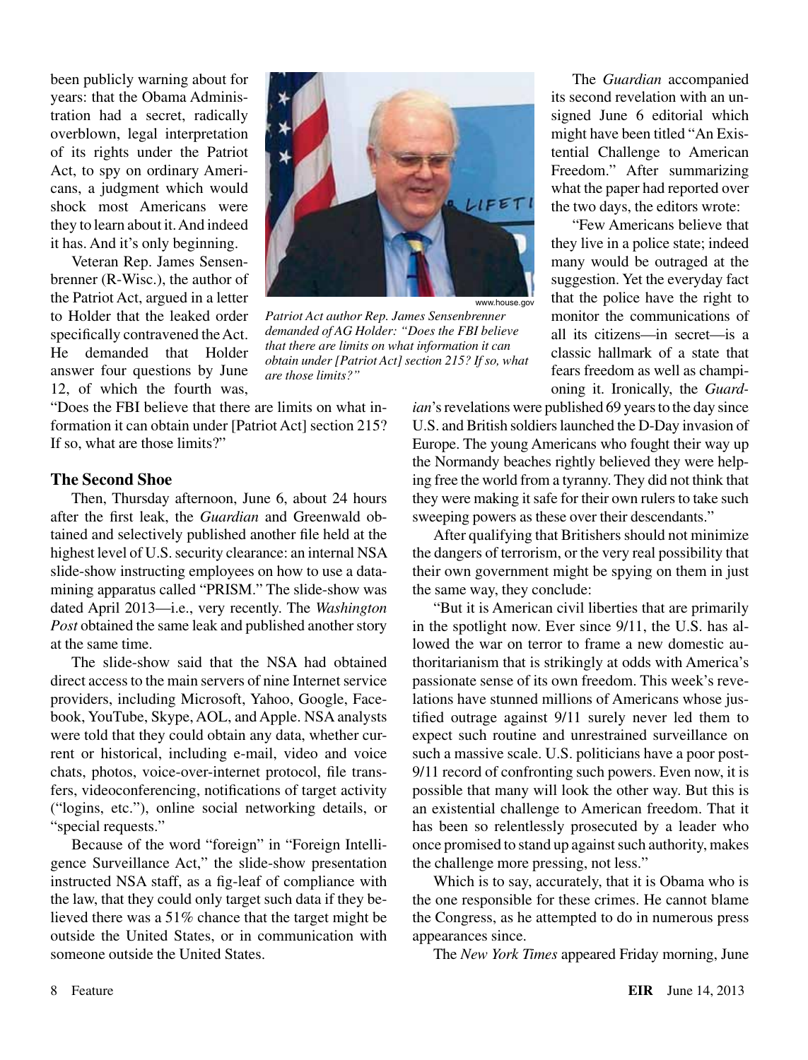been publicly warning about for years: that the Obama Administration had a secret, radically overblown, legal interpretation of its rights under the Patriot Act, to spy on ordinary Americans, a judgment which would shock most Americans were they to learn about it. And indeed it has. And it's only beginning.

Veteran Rep. James Sensenbrenner (R-Wisc.), the author of the Patriot Act, argued in a letter to Holder that the leaked order specifically contravened the Act. He demanded that Holder answer four questions by June 12, of which the fourth was, "Does the FBI believe that there are limits on what information it can obtain under [Patriot Act] section 215? If so, what are those limits?"

www.house.gov

*Patriot Act author Rep. James Sensenbrenner demanded of AG Holder: "Does the FBI believe that there are limits on what information it can obtain under [Patriot Act] section 215? If so, what are those limits?"*

## The Second Shoe

Then, Thursday afternoon, June 6, about 24 hours after the first leak, the *Guardian* and Greenwald obtained and selectively published another file held at the highest level of U.S. security clearance: an internal NSA slide-show instructing employees on how to use a data-mining apparatus called "PRISM." The slide-show was dated April 2013—i.e., very recently. The *Washington Post* obtained the same leak and published another story at the same time.

The slide-show said that the NSA had obtained direct access to the main servers of nine Internet service providers, including Microsoft, Yahoo, Google, Facebook, YouTube, Skype, AOL, and Apple. NSA analysts were told that they could obtain any data, whether current or historical, including e-mail, video and voice chats, photos, voice-over-internet protocol, file transfers, videoconferencing, notifications of target activity ("logins, etc."), online social networking details, or "special requests."

Because of the word "foreign" in "Foreign Intelligence Surveillance Act," the slide-show presentation instructed NSA staff, as a fig-leaf of compliance with the law, that they could only target such data if they believed there was a 51% chance that the target might be outside the United States, or in communication with someone outside the United States.

The *Guardian* accompanied its second revelation with an unsigned June 6 editorial which might have been titled "An Existential Challenge to American Freedom." After summarizing what the paper had reported over the two days, the editors wrote:

"Few Americans believe that they live in a police state; indeed many would be outraged at the suggestion. Yet the everyday fact that the police have the right to monitor the communications of all its citizens—in secret—is a classic hallmark of a state that fears freedom as well as championing it. Ironically, the *Guardian*'s revelations were published 69 years to the day since U.S. and British soldiers launched the D-Day invasion of Europe. The young Americans who fought their way up the Normandy beaches rightly believed they were helping free the world from a tyranny. They did not think that they were making it safe for their own rulers to take such sweeping powers as these over their descendants."

After qualifying that Britishers should not minimize the dangers of terrorism, or the very real possibility that their own government might be spying on them in just the same way, they conclude:

"But it is American civil liberties that are primarily in the spotlight now. Ever since 9/11, the U.S. has allowed the war on terror to frame a new domestic authoritarianism that is strikingly at odds with America's passionate sense of its own freedom. This week's revelations have stunned millions of Americans whose justified outrage against 9/11 surely never led them to expect such routine and unrestrained surveillance on such a massive scale. U.S. politicians have a poor post-9/11 record of confronting such powers. Even now, it is possible that many will look the other way. But this is an existential challenge to American freedom. That it has been so relentlessly prosecuted by a leader who once promised to stand up against such authority, makes the challenge more pressing, not less."

Which is to say, accurately, that it is Obama who is the one responsible for these crimes. He cannot blame the Congress, as he attempted to do in numerous press appearances since.

The *New York Times* appeared Friday morning, June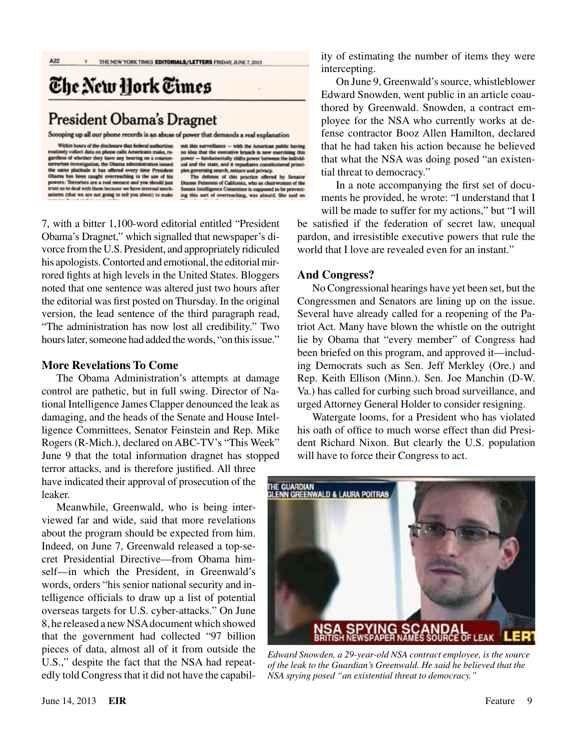7, with a bitter 1,100-word editorial entitled "President Obama's Dragnet," which signalled that newspaper's divorce from the U.S. President, and appropriately ridiculed his apologists. Contorted and emotional, the editorial mirrored fights at high levels in the United States. Bloggers noted that one sentence was altered just two hours after the editorial was first posted on Thursday. In the original version, the lead sentence of the third paragraph read, "The administration has now lost all credibility." Two hours later, someone had added the words, "on this issue."

## More Revelations To Come

The Obama Administration's attempts at damage control are pathetic, but in full swing. Director of National Intelligence James Clapper denounced the leak as damaging, and the heads of the Senate and House Intelligence Committees, Senator Feinstein and Rep. Mike Rogers (R-Mich.), declared on ABC-TV's "This Week" June 9 that the total information dragnet has stopped terror attacks, and is therefore justified. All three have indicated their approval of prosecution of the leaker.

Meanwhile, Greenwald, who is being interviewed far and wide, said that more revelations about the program should be expected from him. Indeed, on June 7, Greenwald released a top-secret Presidential Directive—from Obama himself—in which the President, in Greenwald's words, orders "his senior national security and intelligence officials to draw up a list of potential overseas targets for U.S. cyber-attacks." On June 8, he released a new NSA document which showed that the government had collected "97 billion pieces of data, almost all of it from outside the U.S.," despite the fact that the NSA had repeatedly told Congress that it did not have the capability of estimating the number of items they were intercepting.

On June 9, Greenwald's source, whistleblower Edward Snowden, went public in an article coauthored by Greenwald. Snowden, a contract employee for the NSA who currently works at defense contractor Booz Allen Hamilton, declared that he had taken his action because he believed that what the NSA was doing posed "an existential threat to democracy."

In a note accompanying the first set of documents he provided, he wrote: "I understand that I will be made to suffer for my actions," but "I will be satisfied if the federation of secret law, unequal pardon, and irresistible executive powers that rule the world that I love are revealed even for an instant."

## And Congress?

No Congressional hearings have yet been set, but the Congressmen and Senators are lining up on the issue. Several have already called for a reopening of the Patriot Act. Many have blown the whistle on the outright lie by Obama that "every member" of Congress had been briefed on this program, and approved it—including Democrats such as Sen. Jeff Merkley (Ore.) and Rep. Keith Ellison (Minn.). Sen. Joe Manchin (D-W. Va.) has called for curbing such broad surveillance, and urged Attorney General Holder to consider resigning.

Watergate looms, for a President who has violated his oath of office to much worse effect than did President Richard Nixon. But clearly the U.S. population will have to force their Congress to act.

*Edward Snowden, a 29-year-old NSA contract employee, is the source of the leak to the Guardian's Greenwald. He said he believed that the NSA spying posed "an existential threat to democracy."*